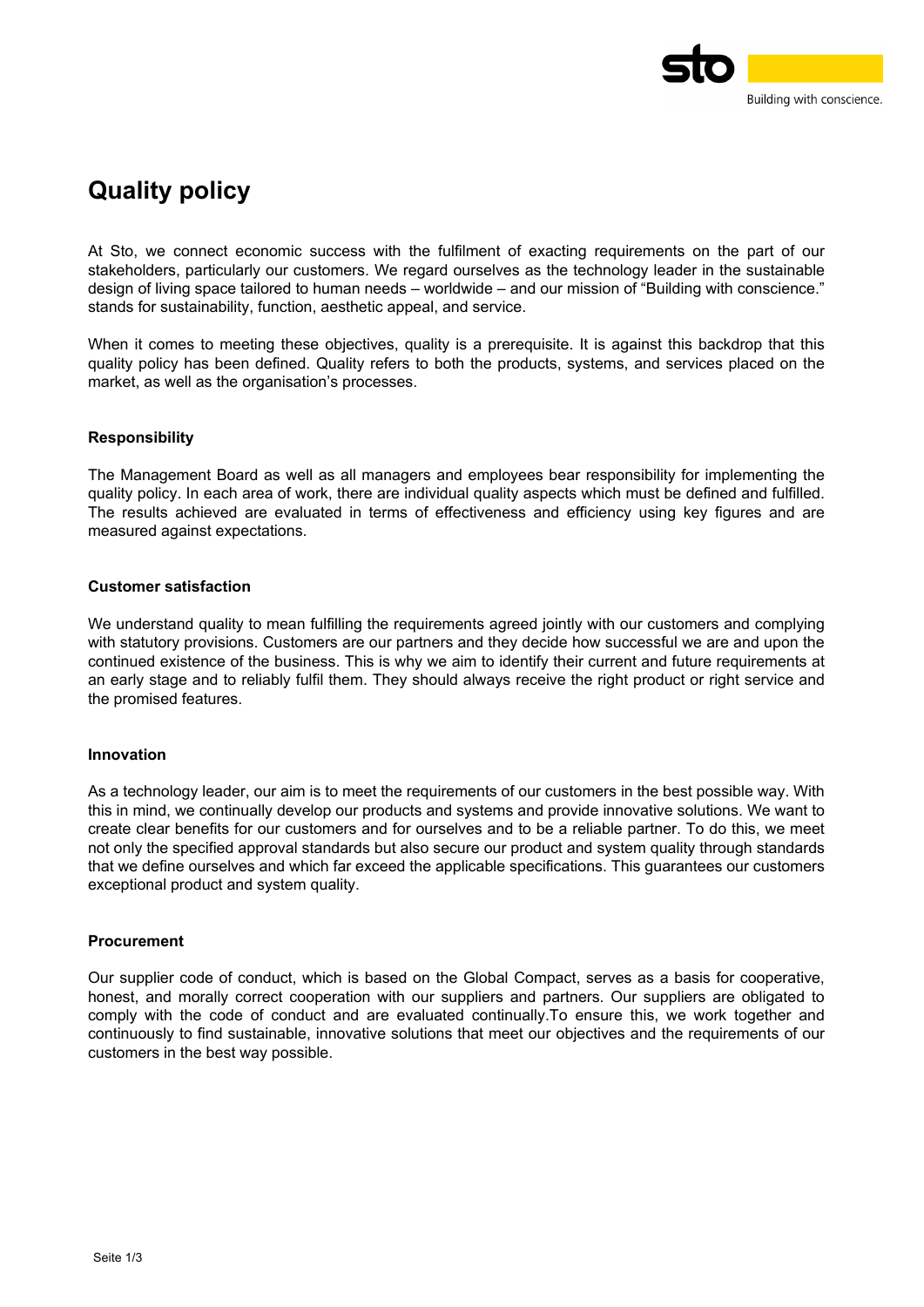# Quality policy

At Sto, we connect economic success with the fulfilment of exacting requirements on the part of our stakeholders, particularly our customers. We regard ourselves as the technology leader in the sustainable design of living space tailored to human needs – worldwide – and our mission of "Building with conscience." stands for sustainability, function, aesthetic appeal, and service.

When it comes to meeting these objectives, quality is a prerequisite. It is against this backdrop that this quality policy has been defined. Quality refers to both the products, systems, and services placed on the market, as well as the organisation's processes.

**Responsibility**

The Management Board as well as all managers and employees bear responsibility for implementing the quality policy. In each area of work, there are individual quality aspects which must be defined and fulfilled. The results achieved are evaluated in terms of effectiveness and efficiency using key figures and are measured against expectations.

**Customer satisfaction**

We understand quality to mean fulfilling the requirements agreed jointly with our customers and complying with statutory provisions. Customers are our partners and they decide how successful we are and upon the continued existence of the business. This is why we aim to identify their current and future requirements at an early stage and to reliably fulfil them. They should always receive the right product or right service and the promised features.

**Innovation**

As a technology leader, our aim is to meet the requirements of our customers in the best possible way. With this in mind, we continually develop our products and systems and provide innovative solutions. We want to create clear benefits for our customers and for ourselves and to be a reliable partner. To do this, we meet not only the specified approval standards but also secure our product and system quality through standards that we define ourselves and which far exceed the applicable specifications. This guarantees our customers exceptional product and system quality.

**Procurement**

Our supplier code of conduct, which is based on the Global Compact, serves as a basis for cooperative, honest, and morally correct cooperation with our suppliers and partners. Our suppliers are obligated to comply with the code of conduct and are evaluated continually.To ensure this, we work together and continuously to find sustainable, innovative solutions that meet our objectives and the requirements of our customers in the best way possible.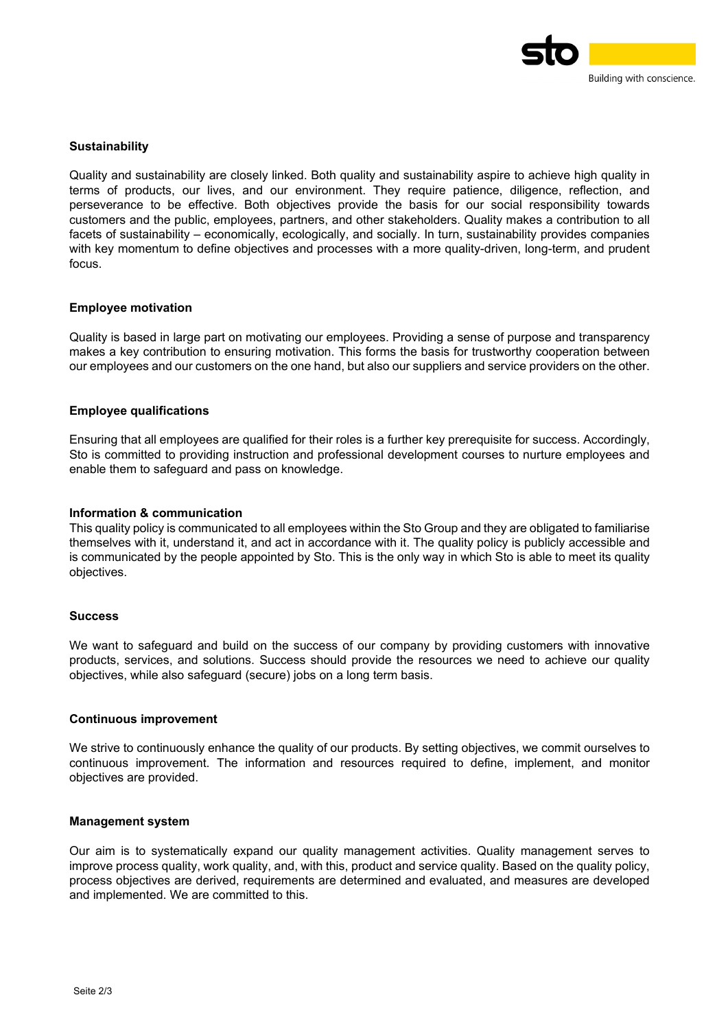**Sustainability**

Quality and sustainability are closely linked. Both quality and sustainability aspire to achieve high quality in terms of products, our lives, and our environment. They require patience, diligence, reflection, and perseverance to be effective. Both objectives provide the basis for our social responsibility towards customers and the public, employees, partners, and other stakeholders. Quality makes a contribution to all facets of sustainability – economically, ecologically, and socially. In turn, sustainability provides companies with key momentum to define objectives and processes with a more quality-driven, long-term, and prudent focus.

**Employee motivation**

Quality is based in large part on motivating our employees. Providing a sense of purpose and transparency makes a key contribution to ensuring motivation. This forms the basis for trustworthy cooperation between our employees and our customers on the one hand, but also our suppliers and service providers on the other.

**Employee qualifications**

Ensuring that all employees are qualified for their roles is a further key prerequisite for success. Accordingly, Sto is committed to providing instruction and professional development courses to nurture employees and enable them to safeguard and pass on knowledge.

**Information & communication**

This quality policy is communicated to all employees within the Sto Group and they are obligated to familiarise themselves with it, understand it, and act in accordance with it. The quality policy is publicly accessible and is communicated by the people appointed by Sto. This is the only way in which Sto is able to meet its quality objectives.

**Success**

We want to safeguard and build on the success of our company by providing customers with innovative products, services, and solutions. Success should provide the resources we need to achieve our quality objectives, while also safeguard (secure) jobs on a long term basis.

**Continuous improvement**

We strive to continuously enhance the quality of our products. By setting objectives, we commit ourselves to continuous improvement. The information and resources required to define, implement, and monitor objectives are provided.

**Management system**

Our aim is to systematically expand our quality management activities. Quality management serves to improve process quality, work quality, and, with this, product and service quality. Based on the quality policy, process objectives are derived, requirements are determined and evaluated, and measures are developed and implemented. We are committed to this.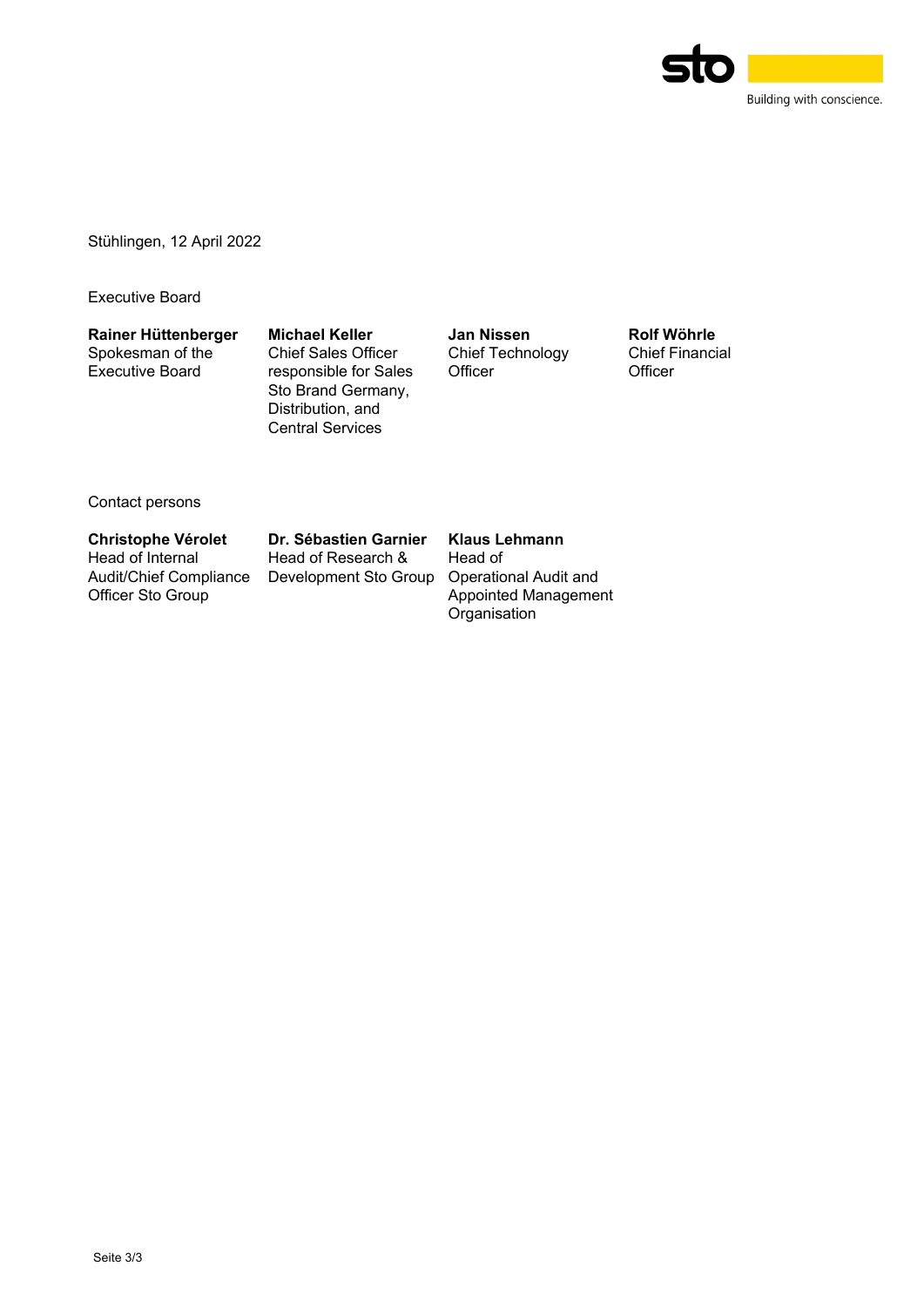Stühlingen, 12 April 2022

Executive Board

**Rainer Hüttenberger**
Spokesman of the Executive Board

**Michael Keller**
Chief Sales Officer responsible for Sales Sto Brand Germany, Distribution, and Central Services

**Jan Nissen**
Chief Technology Officer

**Rolf Wöhrle**
Chief Financial Officer

Contact persons

**Christophe Vérolet**
Head of Internal Audit/Chief Compliance Officer Sto Group

**Dr. Sébastien Garnier**
Head of Research & Development Sto Group

**Klaus Lehmann**
Head of Operational Audit and Appointed Management Organisation